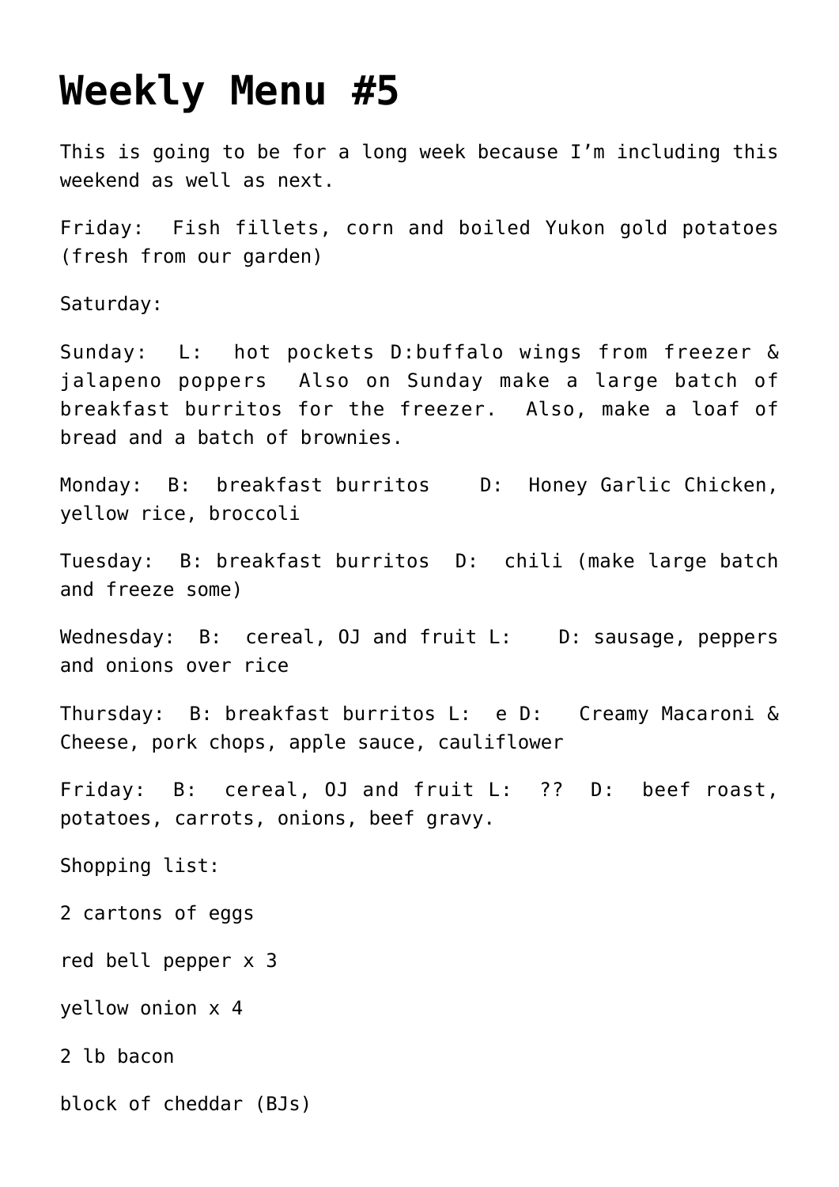# Weekly Menu #5

This is going to be for a long week because I'm including this weekend as well as next.

Friday: Fish fillets, corn and boiled Yukon gold potatoes (fresh from our garden)

Saturday:

Sunday: L: hot pockets D:buffalo wings from freezer & jalapeno poppers Also on Sunday make a large batch of breakfast burritos for the freezer. Also, make a loaf of bread and a batch of brownies.

Monday: B: breakfast burritos D: Honey Garlic Chicken, yellow rice, broccoli

Tuesday: B: breakfast burritos D: chili (make large batch and freeze some)

Wednesday: B: cereal, OJ and fruit L: D: sausage, peppers and onions over rice

Thursday: B: breakfast burritos L: e D: Creamy Macaroni & Cheese, pork chops, apple sauce, cauliflower

Friday: B: cereal, OJ and fruit L: ?? D: beef roast, potatoes, carrots, onions, beef gravy.

Shopping list:

2 cartons of eggs

red bell pepper x 3

yellow onion x 4

2 lb bacon

block of cheddar (BJs)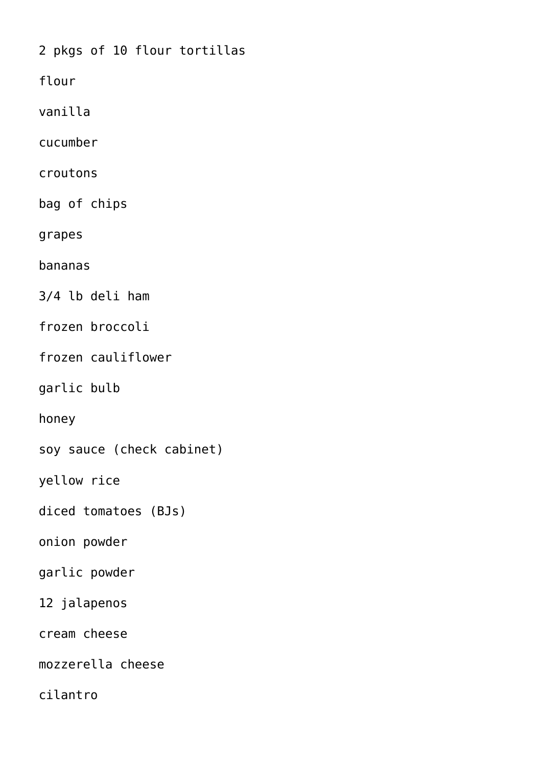2 pkgs of 10 flour tortillas

flour

vanilla

cucumber

croutons

bag of chips

grapes

bananas

3/4 lb deli ham

frozen broccoli

frozen cauliflower

garlic bulb

honey

soy sauce (check cabinet)

yellow rice

diced tomatoes (BJs)

onion powder

garlic powder

12 jalapenos

cream cheese

mozzerella cheese

cilantro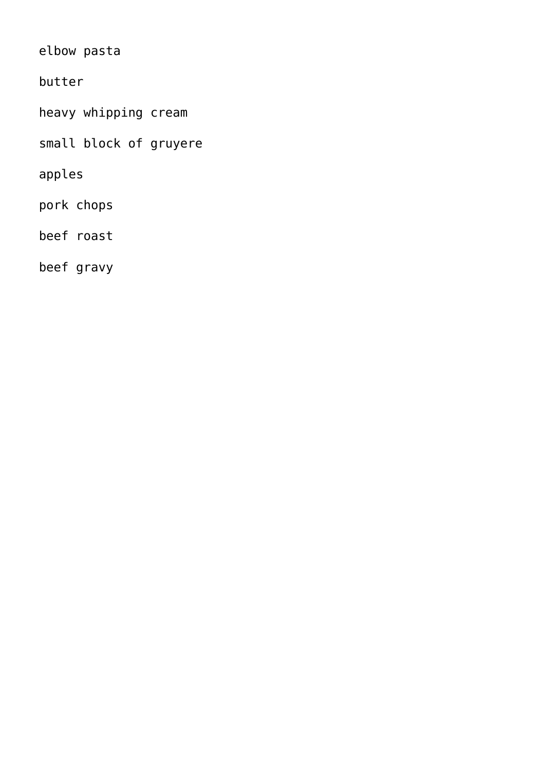elbow pasta

butter

heavy whipping cream

small block of gruyere

apples

pork chops

beef roast

beef gravy